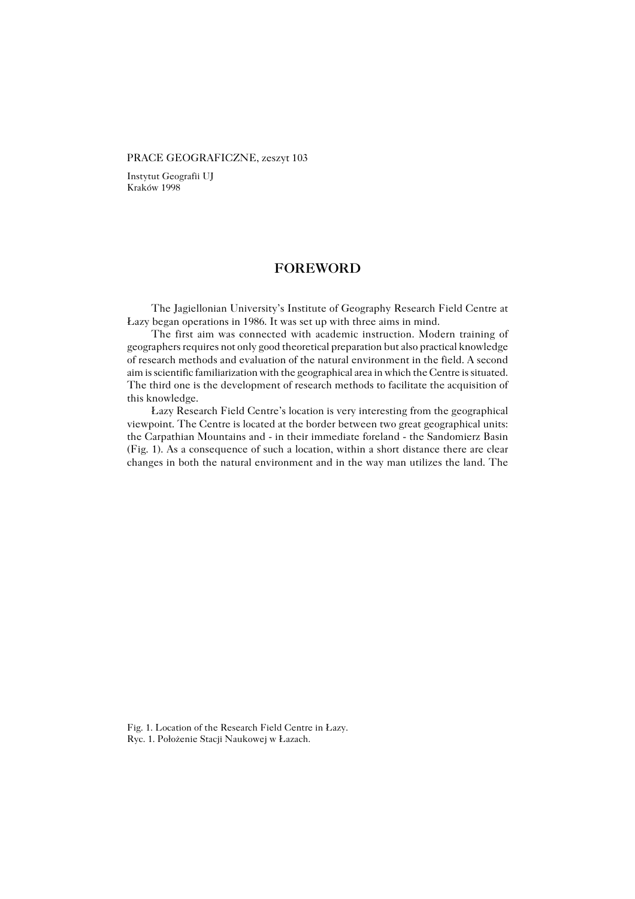PRACE GEOGRAFICZNE, zeszyt 103

Instytut Geografii UJ
Kraków 1998

# FOREWORD

The Jagiellonian University's Institute of Geography Research Field Centre at Łazy began operations in 1986. It was set up with three aims in mind.

The first aim was connected with academic instruction. Modern training of geographers requires not only good theoretical preparation but also practical knowledge of research methods and evaluation of the natural environment in the field. A second aim is scientific familiarization with the geographical area in which the Centre is situated. The third one is the development of research methods to facilitate the acquisition of this knowledge.

Łazy Research Field Centre's location is very interesting from the geographical viewpoint. The Centre is located at the border between two great geographical units: the Carpathian Mountains and - in their immediate foreland - the Sandomierz Basin (Fig. 1). As a consequence of such a location, within a short distance there are clear changes in both the natural environment and in the way man utilizes the land. The

Fig. 1. Location of the Research Field Centre in Łazy.
Ryc. 1. Położenie Stacji Naukowej w Łazach.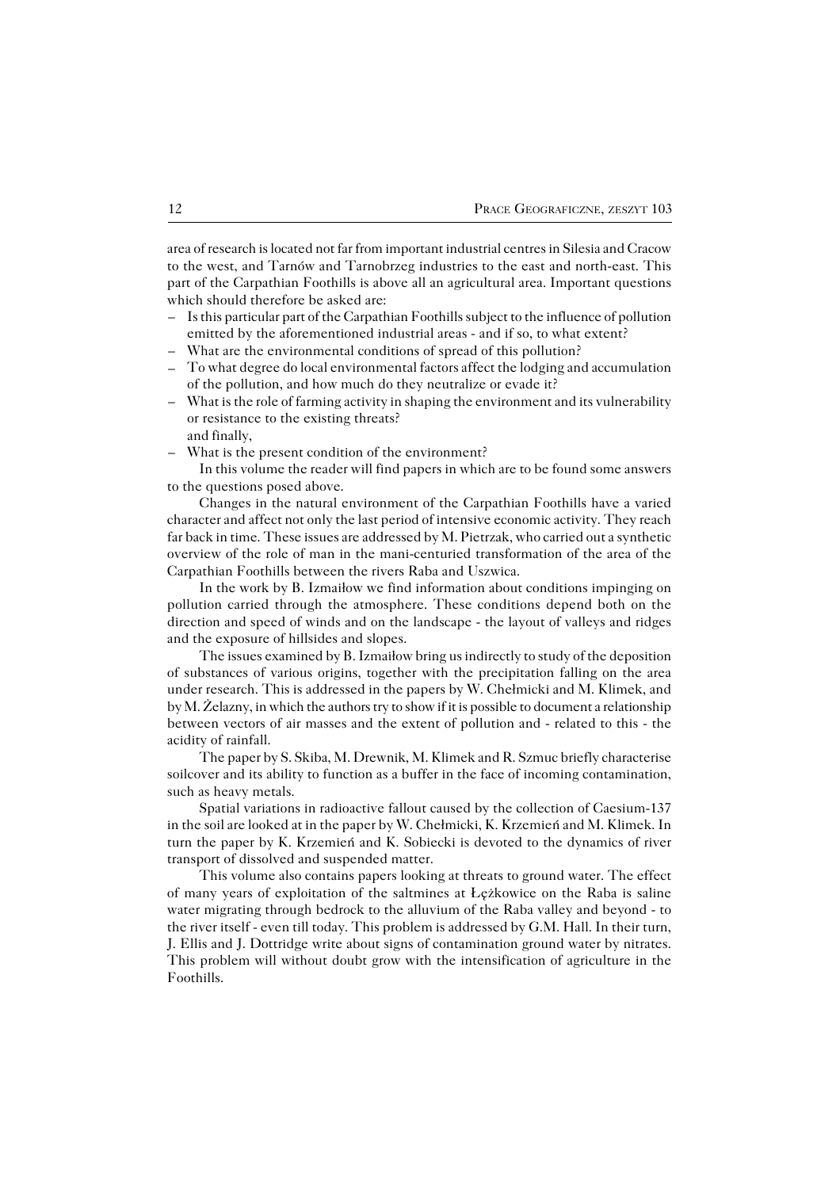area of research is located not far from important industrial centres in Silesia and Cracow to the west, and Tarnów and Tarnobrzeg industries to the east and north-east. This part of the Carpathian Foothills is above all an agricultural area. Important questions which should therefore be asked are:

– Is this particular part of the Carpathian Foothills subject to the influence of pollution emitted by the aforementioned industrial areas - and if so, to what extent?
– What are the environmental conditions of spread of this pollution?
– To what degree do local environmental factors affect the lodging and accumulation of the pollution, and how much do they neutralize or evade it?
– What is the role of farming activity in shaping the environment and its vulnerability or resistance to the existing threats?
  and finally,
– What is the present condition of the environment?

In this volume the reader will find papers in which are to be found some answers to the questions posed above.

Changes in the natural environment of the Carpathian Foothills have a varied character and affect not only the last period of intensive economic activity. They reach far back in time. These issues are addressed by M. Pietrzak, who carried out a synthetic overview of the role of man in the mani-centuried transformation of the area of the Carpathian Foothills between the rivers Raba and Uszwica.

In the work by B. Izmaiłow we find information about conditions impinging on pollution carried through the atmosphere. These conditions depend both on the direction and speed of winds and on the landscape - the layout of valleys and ridges and the exposure of hillsides and slopes.

The issues examined by B. Izmaiłow bring us indirectly to study of the deposition of substances of various origins, together with the precipitation falling on the area under research. This is addressed in the papers by W. Chełmicki and M. Klimek, and by M. Żelazny, in which the authors try to show if it is possible to document a relationship between vectors of air masses and the extent of pollution and - related to this - the acidity of rainfall.

The paper by S. Skiba, M. Drewnik, M. Klimek and R. Szmuc briefly characterise soilcover and its ability to function as a buffer in the face of incoming contamination, such as heavy metals.

Spatial variations in radioactive fallout caused by the collection of Caesium-137 in the soil are looked at in the paper by W. Chełmicki, K. Krzemień and M. Klimek. In turn the paper by K. Krzemień and K. Sobiecki is devoted to the dynamics of river transport of dissolved and suspended matter.

This volume also contains papers looking at threats to ground water. The effect of many years of exploitation of the saltmines at Łężkowice on the Raba is saline water migrating through bedrock to the alluvium of the Raba valley and beyond - to the river itself - even till today. This problem is addressed by G.M. Hall. In their turn, J. Ellis and J. Dottridge write about signs of contamination ground water by nitrates. This problem will without doubt grow with the intensification of agriculture in the Foothills.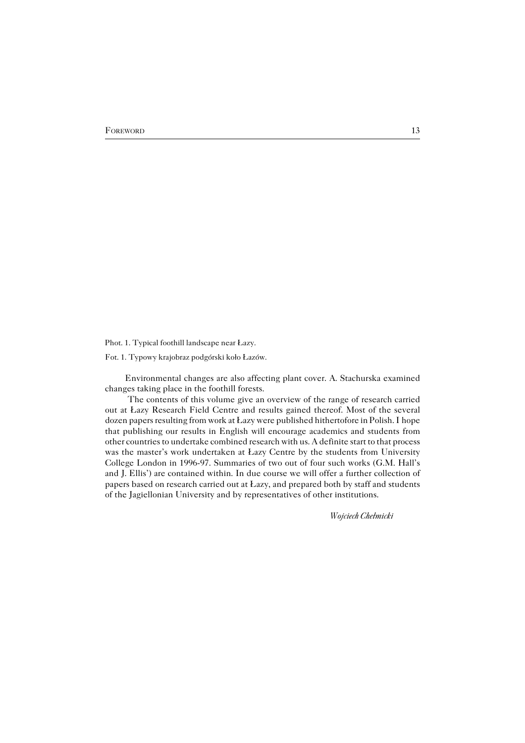Phot. 1. Typical foothill landscape near Łazy.

Fot. 1. Typowy krajobraz podgórski koło Łazów.

Environmental changes are also affecting plant cover. A. Stachurska examined changes taking place in the foothill forests.

The contents of this volume give an overview of the range of research carried out at Łazy Research Field Centre and results gained thereof. Most of the several dozen papers resulting from work at Łazy were published hithertofore in Polish. I hope that publishing our results in English will encourage academics and students from other countries to undertake combined research with us. A definite start to that process was the master's work undertaken at Łazy Centre by the students from University College London in 1996-97. Summaries of two out of four such works (G.M. Hall's and J. Ellis') are contained within. In due course we will offer a further collection of papers based on research carried out at Łazy, and prepared both by staff and students of the Jagiellonian University and by representatives of other institutions.

*Wojciech Chełmicki*